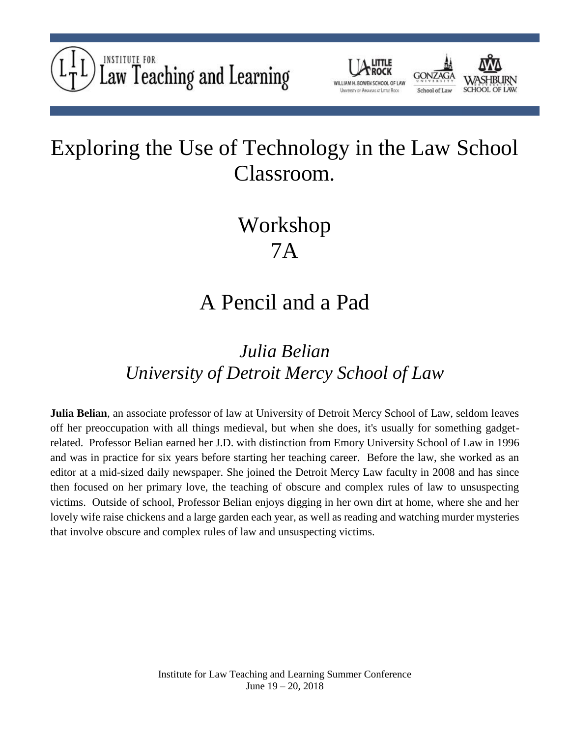Institute for Law Teaching and Learning

# Exploring the Use of Technology in the Law School Classroom.

## Workshop 7A

## A Pencil and a Pad

### *Julia Belian*
### *University of Detroit Mercy School of Law*

**Julia Belian**, an associate professor of law at University of Detroit Mercy School of Law, seldom leaves off her preoccupation with all things medieval, but when she does, it's usually for something gadget-related. Professor Belian earned her J.D. with distinction from Emory University School of Law in 1996 and was in practice for six years before starting her teaching career. Before the law, she worked as an editor at a mid-sized daily newspaper. She joined the Detroit Mercy Law faculty in 2008 and has since then focused on her primary love, the teaching of obscure and complex rules of law to unsuspecting victims. Outside of school, Professor Belian enjoys digging in her own dirt at home, where she and her lovely wife raise chickens and a large garden each year, as well as reading and watching murder mysteries that involve obscure and complex rules of law and unsuspecting victims.

Institute for Law Teaching and Learning Summer Conference
June 19 – 20, 2018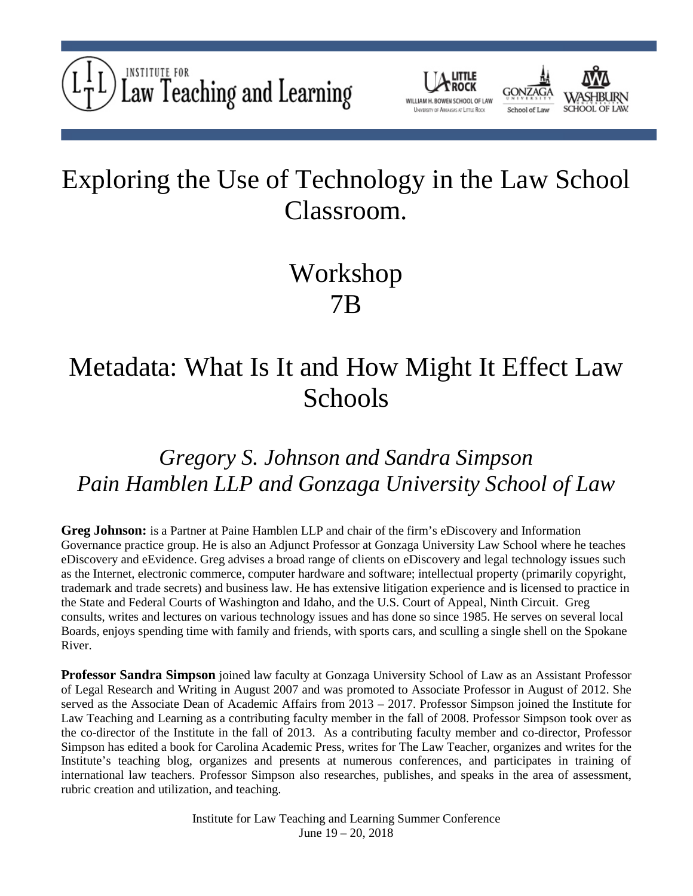# Exploring the Use of Technology in the Law School Classroom.

## Workshop 7B

# Metadata: What Is It and How Might It Effect Law Schools

*Gregory S. Johnson and Sandra Simpson*
*Pain Hamblen LLP and Gonzaga University School of Law*

**Greg Johnson:** is a Partner at Paine Hamblen LLP and chair of the firm's eDiscovery and Information Governance practice group. He is also an Adjunct Professor at Gonzaga University Law School where he teaches eDiscovery and eEvidence. Greg advises a broad range of clients on eDiscovery and legal technology issues such as the Internet, electronic commerce, computer hardware and software; intellectual property (primarily copyright, trademark and trade secrets) and business law. He has extensive litigation experience and is licensed to practice in the State and Federal Courts of Washington and Idaho, and the U.S. Court of Appeal, Ninth Circuit. Greg consults, writes and lectures on various technology issues and has done so since 1985. He serves on several local Boards, enjoys spending time with family and friends, with sports cars, and sculling a single shell on the Spokane River.

**Professor Sandra Simpson** joined law faculty at Gonzaga University School of Law as an Assistant Professor of Legal Research and Writing in August 2007 and was promoted to Associate Professor in August of 2012. She served as the Associate Dean of Academic Affairs from 2013 – 2017. Professor Simpson joined the Institute for Law Teaching and Learning as a contributing faculty member in the fall of 2008. Professor Simpson took over as the co-director of the Institute in the fall of 2013. As a contributing faculty member and co-director, Professor Simpson has edited a book for Carolina Academic Press, writes for The Law Teacher, organizes and writes for the Institute's teaching blog, organizes and presents at numerous conferences, and participates in training of international law teachers. Professor Simpson also researches, publishes, and speaks in the area of assessment, rubric creation and utilization, and teaching.

Institute for Law Teaching and Learning Summer Conference
June 19 – 20, 2018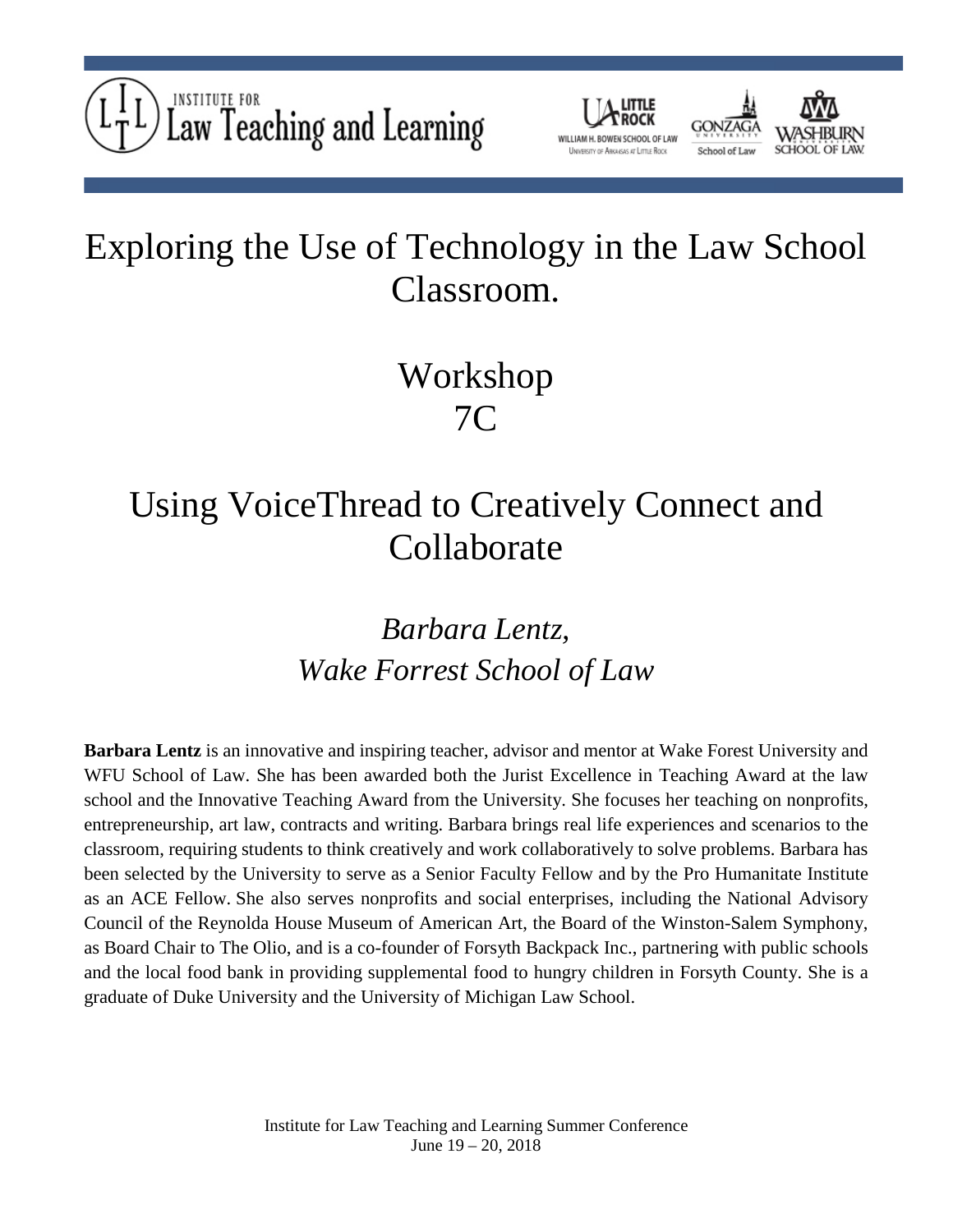# Exploring the Use of Technology in the Law School Classroom.

# Workshop 7C

# Using VoiceThread to Creatively Connect and Collaborate

*Barbara Lentz,*
*Wake Forrest School of Law*

**Barbara Lentz** is an innovative and inspiring teacher, advisor and mentor at Wake Forest University and WFU School of Law. She has been awarded both the Jurist Excellence in Teaching Award at the law school and the Innovative Teaching Award from the University. She focuses her teaching on nonprofits, entrepreneurship, art law, contracts and writing. Barbara brings real life experiences and scenarios to the classroom, requiring students to think creatively and work collaboratively to solve problems. Barbara has been selected by the University to serve as a Senior Faculty Fellow and by the Pro Humanitate Institute as an ACE Fellow. She also serves nonprofits and social enterprises, including the National Advisory Council of the Reynolda House Museum of American Art, the Board of the Winston-Salem Symphony, as Board Chair to The Olio, and is a co-founder of Forsyth Backpack Inc., partnering with public schools and the local food bank in providing supplemental food to hungry children in Forsyth County. She is a graduate of Duke University and the University of Michigan Law School.

Institute for Law Teaching and Learning Summer Conference
June 19 – 20, 2018